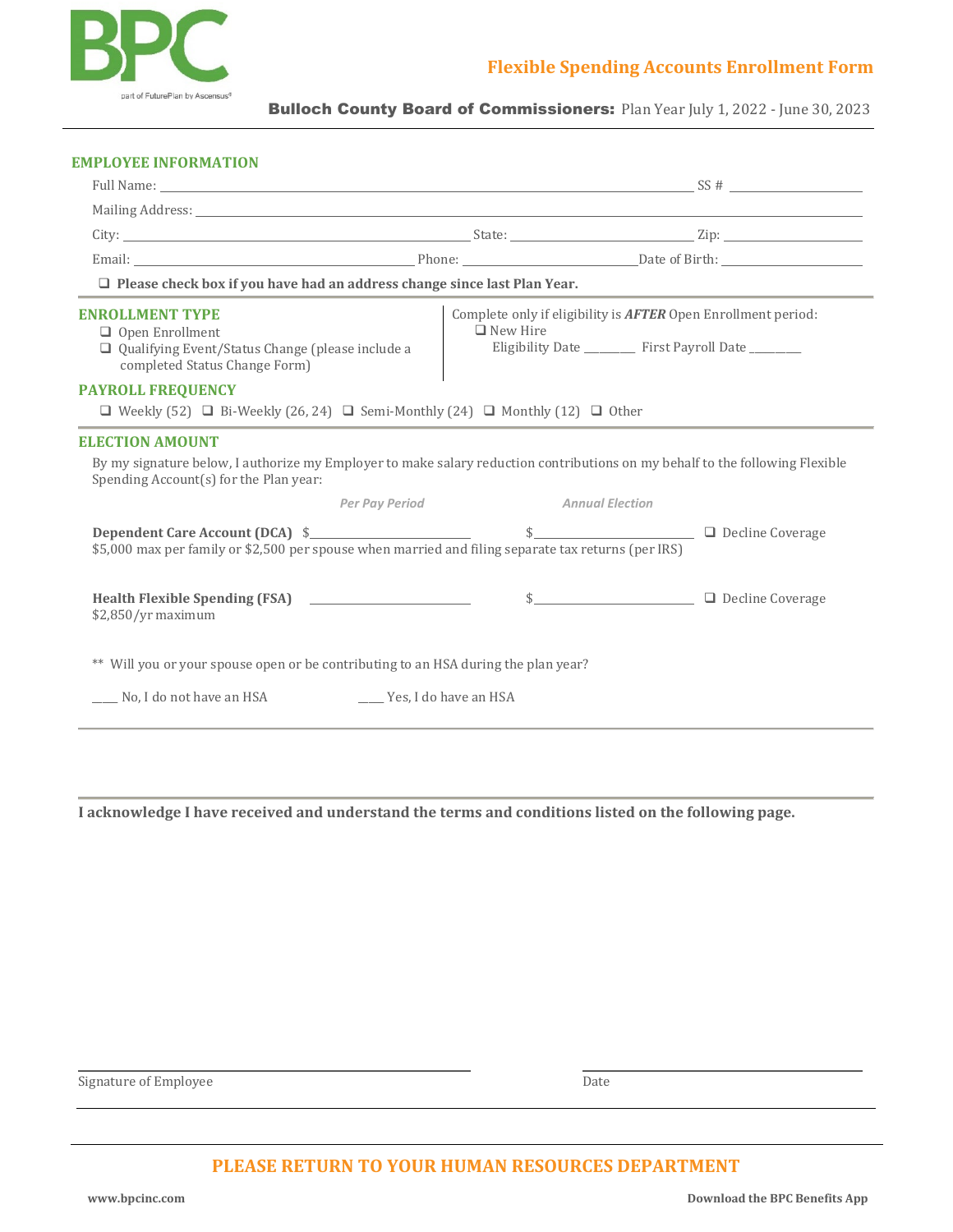BPC

part of FuturePlan by Ascensus®

# Flexible Spending Accounts Enrollment Form

**Bulloch County Board of Commissioners:** Plan Year July 1, 2022 - June 30, 2023

## EMPLOYEE INFORMATION

Full Name: ______________________________ SS # ______________

Mailing Address: ______________________________

City: ______________ State: ______________ Zip: ______________

Email: ______________ Phone: ______________ Date of Birth: ______________

❑ **Please check box if you have had an address change since last Plan Year.**

## ENROLLMENT TYPE

❑ Open Enrollment
❑ Qualifying Event/Status Change (please include a completed Status Change Form)

Complete only if eligibility is ***AFTER*** Open Enrollment period:
❑ New Hire
Eligibility Date ________ First Payroll Date ________

## PAYROLL FREQUENCY

❑ Weekly (52) ❑ Bi-Weekly (26, 24) ❑ Semi-Monthly (24) ❑ Monthly (12) ❑ Other

## ELECTION AMOUNT

By my signature below, I authorize my Employer to make salary reduction contributions on my behalf to the following Flexible Spending Account(s) for the Plan year:

| | *Per Pay Period* | *Annual Election* | |
|---|---|---|---|
| **Dependent Care Account (DCA)** | $______________ | $______________ | ❑ Decline Coverage |
| **Health Flexible Spending (FSA)** | ______________ | $______________ | ❑ Decline Coverage |

Dependent Care Account (DCA): $5,000 max per family or $2,500 per spouse when married and filing separate tax returns (per IRS)

Health Flexible Spending (FSA): $2,850/yr maximum

** Will you or your spouse open or be contributing to an HSA during the plan year?

____ No, I do not have an HSA ____ Yes, I do have an HSA

**I acknowledge I have received and understand the terms and conditions listed on the following page.**

______________________________ ______________________________
Signature of Employee Date

**PLEASE RETURN TO YOUR HUMAN RESOURCES DEPARTMENT**

**www.bpcinc.com** **Download the BPC Benefits App**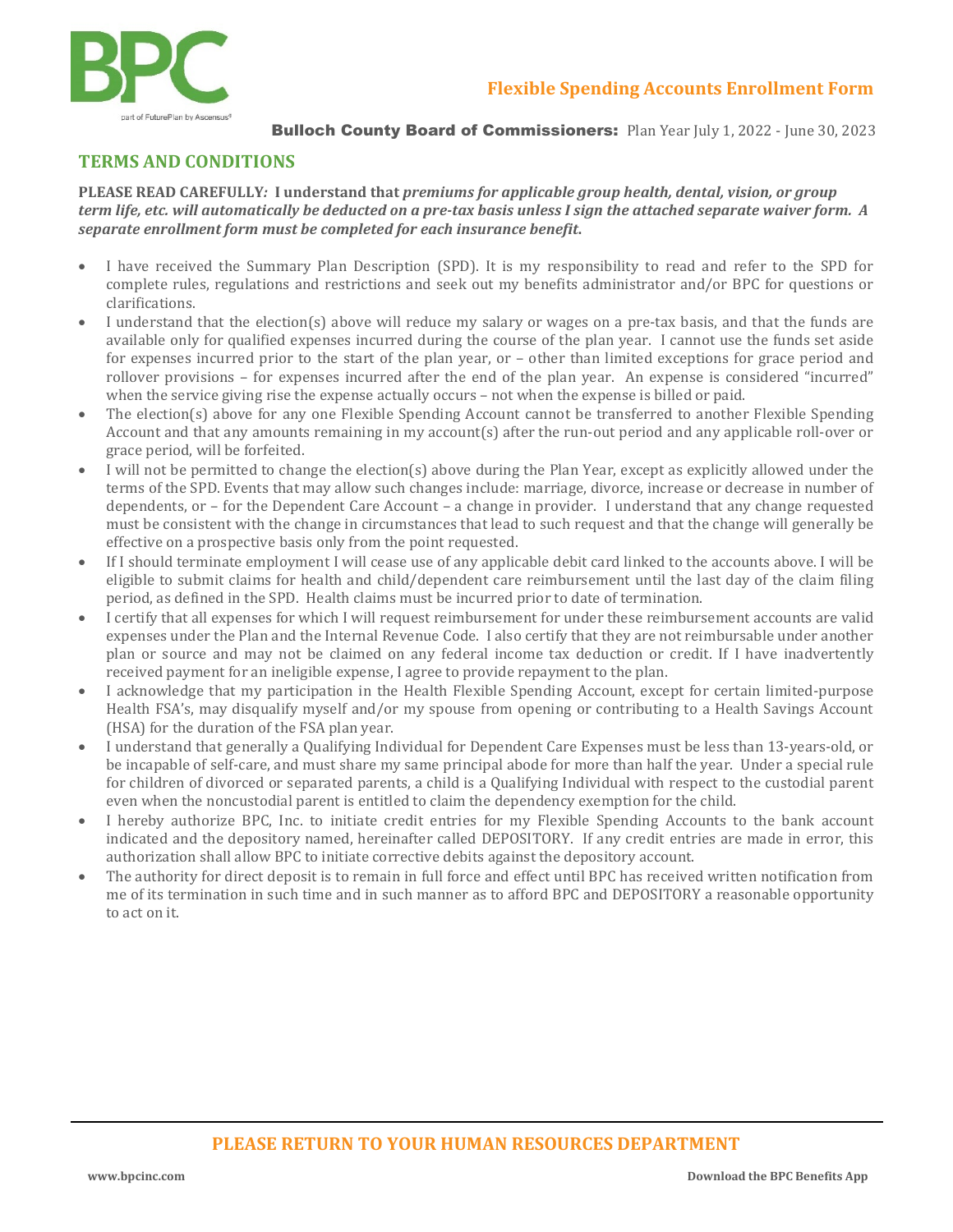# Flexible Spending Accounts Enrollment Form

**Bulloch County Board of Commissioners:** Plan Year July 1, 2022 - June 30, 2023

## TERMS AND CONDITIONS

**PLEASE READ CAREFULLY*:* I understand that *premiums for applicable group health, dental, vision, or group term life, etc. will automatically be deducted on a pre-tax basis unless I sign the attached separate waiver form. A separate enrollment form must be completed for each insurance benefit.***

- I have received the Summary Plan Description (SPD). It is my responsibility to read and refer to the SPD for complete rules, regulations and restrictions and seek out my benefits administrator and/or BPC for questions or clarifications.
- I understand that the election(s) above will reduce my salary or wages on a pre-tax basis, and that the funds are available only for qualified expenses incurred during the course of the plan year. I cannot use the funds set aside for expenses incurred prior to the start of the plan year, or – other than limited exceptions for grace period and rollover provisions – for expenses incurred after the end of the plan year. An expense is considered "incurred" when the service giving rise the expense actually occurs – not when the expense is billed or paid.
- The election(s) above for any one Flexible Spending Account cannot be transferred to another Flexible Spending Account and that any amounts remaining in my account(s) after the run-out period and any applicable roll-over or grace period, will be forfeited.
- I will not be permitted to change the election(s) above during the Plan Year, except as explicitly allowed under the terms of the SPD. Events that may allow such changes include: marriage, divorce, increase or decrease in number of dependents, or – for the Dependent Care Account – a change in provider. I understand that any change requested must be consistent with the change in circumstances that lead to such request and that the change will generally be effective on a prospective basis only from the point requested.
- If I should terminate employment I will cease use of any applicable debit card linked to the accounts above. I will be eligible to submit claims for health and child/dependent care reimbursement until the last day of the claim filing period, as defined in the SPD. Health claims must be incurred prior to date of termination.
- I certify that all expenses for which I will request reimbursement for under these reimbursement accounts are valid expenses under the Plan and the Internal Revenue Code. I also certify that they are not reimbursable under another plan or source and may not be claimed on any federal income tax deduction or credit. If I have inadvertently received payment for an ineligible expense, I agree to provide repayment to the plan.
- I acknowledge that my participation in the Health Flexible Spending Account, except for certain limited-purpose Health FSA's, may disqualify myself and/or my spouse from opening or contributing to a Health Savings Account (HSA) for the duration of the FSA plan year.
- I understand that generally a Qualifying Individual for Dependent Care Expenses must be less than 13-years-old, or be incapable of self-care, and must share my same principal abode for more than half the year. Under a special rule for children of divorced or separated parents, a child is a Qualifying Individual with respect to the custodial parent even when the noncustodial parent is entitled to claim the dependency exemption for the child.
- I hereby authorize BPC, Inc. to initiate credit entries for my Flexible Spending Accounts to the bank account indicated and the depository named, hereinafter called DEPOSITORY. If any credit entries are made in error, this authorization shall allow BPC to initiate corrective debits against the depository account.
- The authority for direct deposit is to remain in full force and effect until BPC has received written notification from me of its termination in such time and in such manner as to afford BPC and DEPOSITORY a reasonable opportunity to act on it.

**PLEASE RETURN TO YOUR HUMAN RESOURCES DEPARTMENT**

**www.bpcinc.com** **Download the BPC Benefits App**